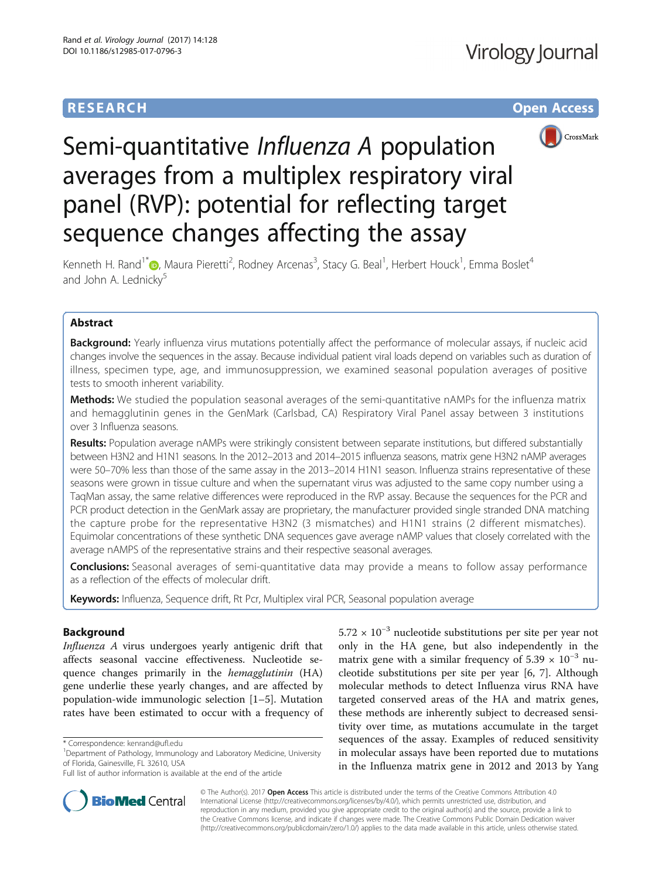RESEARCH **Open Access**

# Semi-quantitative *Influenza A* population averages from a multiplex respiratory viral panel (RVP): potential for reflecting target sequence changes affecting the assay

Kenneth H. Rand[1*], Maura Pieretti[2], Rodney Arcenas[3], Stacy G. Beal[1], Herbert Houck[1], Emma Boslet[4] and John A. Lednicky[5]

## Abstract

**Background:** Yearly influenza virus mutations potentially affect the performance of molecular assays, if nucleic acid changes involve the sequences in the assay. Because individual patient viral loads depend on variables such as duration of illness, specimen type, age, and immunosuppression, we examined seasonal population averages of positive tests to smooth inherent variability.

**Methods:** We studied the population seasonal averages of the semi-quantitative nAMPs for the influenza matrix and hemagglutinin genes in the GenMark (Carlsbad, CA) Respiratory Viral Panel assay between 3 institutions over 3 Influenza seasons.

**Results:** Population average nAMPs were strikingly consistent between separate institutions, but differed substantially between H3N2 and H1N1 seasons. In the 2012–2013 and 2014–2015 influenza seasons, matrix gene H3N2 nAMP averages were 50–70% less than those of the same assay in the 2013–2014 H1N1 season. Influenza strains representative of these seasons were grown in tissue culture and when the supernatant virus was adjusted to the same copy number using a TaqMan assay, the same relative differences were reproduced in the RVP assay. Because the sequences for the PCR and PCR product detection in the GenMark assay are proprietary, the manufacturer provided single stranded DNA matching the capture probe for the representative H3N2 (3 mismatches) and H1N1 strains (2 different mismatches). Equimolar concentrations of these synthetic DNA sequences gave average nAMP values that closely correlated with the average nAMPS of the representative strains and their respective seasonal averages.

**Conclusions:** Seasonal averages of semi-quantitative data may provide a means to follow assay performance as a reflection of the effects of molecular drift.

**Keywords:** Influenza, Sequence drift, Rt Pcr, Multiplex viral PCR, Seasonal population average

## Background

*Influenza A* virus undergoes yearly antigenic drift that affects seasonal vaccine effectiveness. Nucleotide sequence changes primarily in the *hemagglutinin* (HA) gene underlie these yearly changes, and are affected by population-wide immunologic selection [1–5]. Mutation rates have been estimated to occur with a frequency of $5.72 \times 10^{-3}$ nucleotide substitutions per site per year not only in the HA gene, but also independently in the matrix gene with a similar frequency of $5.39 \times 10^{-3}$ nucleotide substitutions per site per year [6, 7]. Although molecular methods to detect Influenza virus RNA have targeted conserved areas of the HA and matrix genes, these methods are inherently subject to decreased sensitivity over time, as mutations accumulate in the target sequences of the assay. Examples of reduced sensitivity in molecular assays have been reported due to mutations in the Influenza matrix gene in 2012 and 2013 by Yang

\* Correspondence: kenrand@ufl.edu

[1]Department of Pathology, Immunology and Laboratory Medicine, University of Florida, Gainesville, FL 32610, USA

Full list of author information is available at the end of the article

© The Author(s). 2017 **Open Access** This article is distributed under the terms of the Creative Commons Attribution 4.0 International License (http://creativecommons.org/licenses/by/4.0/), which permits unrestricted use, distribution, and reproduction in any medium, provided you give appropriate credit to the original author(s) and the source, provide a link to the Creative Commons license, and indicate if changes were made. The Creative Commons Public Domain Dedication waiver (http://creativecommons.org/publicdomain/zero/1.0/) applies to the data made available in this article, unless otherwise stated.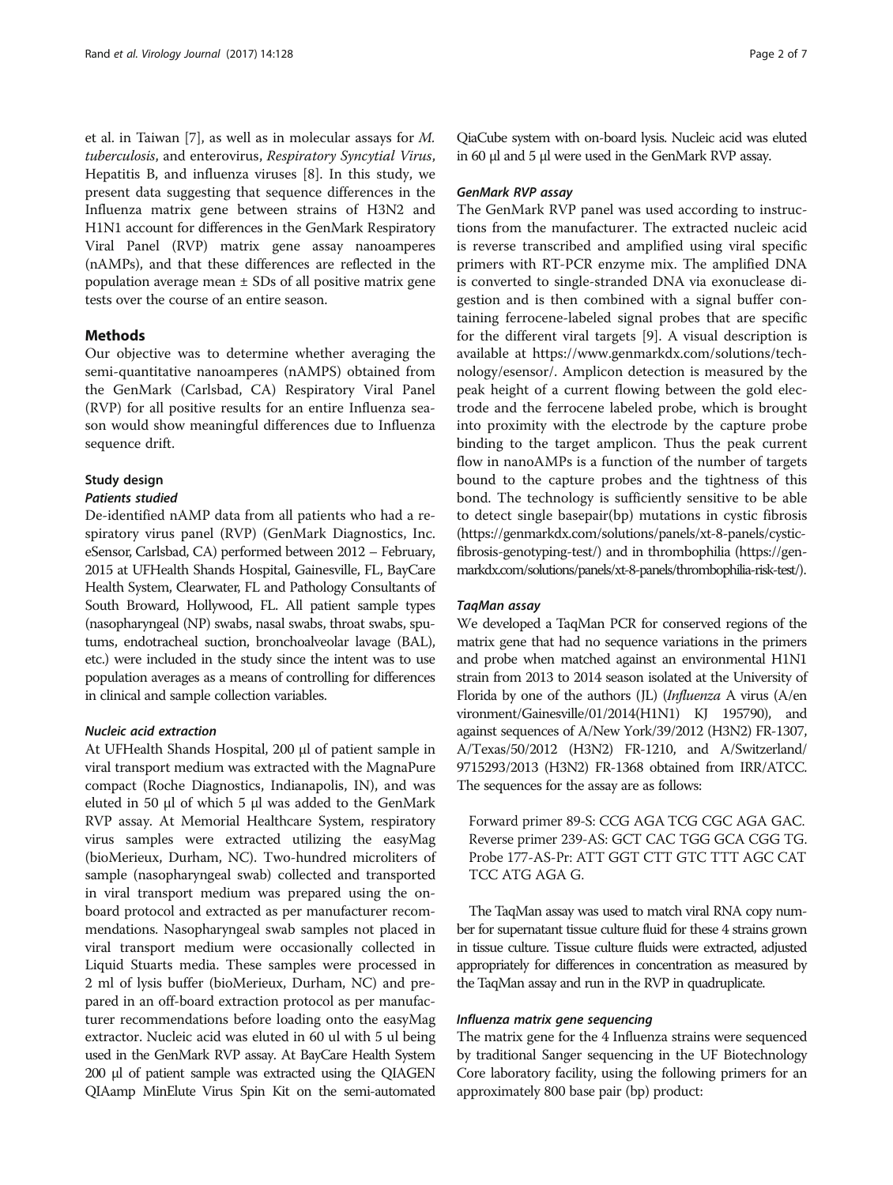et al. in Taiwan [7], as well as in molecular assays for *M. tuberculosis*, and enterovirus, *Respiratory Syncytial Virus*, Hepatitis B, and influenza viruses [8]. In this study, we present data suggesting that sequence differences in the Influenza matrix gene between strains of H3N2 and H1N1 account for differences in the GenMark Respiratory Viral Panel (RVP) matrix gene assay nanoamperes (nAMPs), and that these differences are reflected in the population average mean ± SDs of all positive matrix gene tests over the course of an entire season.

## Methods

Our objective was to determine whether averaging the semi-quantitative nanoamperes (nAMPS) obtained from the GenMark (Carlsbad, CA) Respiratory Viral Panel (RVP) for all positive results for an entire Influenza season would show meaningful differences due to Influenza sequence drift.

### Study design

#### *Patients studied*

De-identified nAMP data from all patients who had a respiratory virus panel (RVP) (GenMark Diagnostics, Inc. eSensor, Carlsbad, CA) performed between 2012 – February, 2015 at UFHealth Shands Hospital, Gainesville, FL, BayCare Health System, Clearwater, FL and Pathology Consultants of South Broward, Hollywood, FL. All patient sample types (nasopharyngeal (NP) swabs, nasal swabs, throat swabs, sputums, endotracheal suction, bronchoalveolar lavage (BAL), etc.) were included in the study since the intent was to use population averages as a means of controlling for differences in clinical and sample collection variables.

#### *Nucleic acid extraction*

At UFHealth Shands Hospital, 200 μl of patient sample in viral transport medium was extracted with the MagnaPure compact (Roche Diagnostics, Indianapolis, IN), and was eluted in 50 μl of which 5 μl was added to the GenMark RVP assay. At Memorial Healthcare System, respiratory virus samples were extracted utilizing the easyMag (bioMerieux, Durham, NC). Two-hundred microliters of sample (nasopharyngeal swab) collected and transported in viral transport medium was prepared using the on-board protocol and extracted as per manufacturer recommendations. Nasopharyngeal swab samples not placed in viral transport medium were occasionally collected in Liquid Stuarts media. These samples were processed in 2 ml of lysis buffer (bioMerieux, Durham, NC) and prepared in an off-board extraction protocol as per manufacturer recommendations before loading onto the easyMag extractor. Nucleic acid was eluted in 60 ul with 5 ul being used in the GenMark RVP assay. At BayCare Health System 200 μl of patient sample was extracted using the QIAGEN QIAamp MinElute Virus Spin Kit on the semi-automated QiaCube system with on-board lysis. Nucleic acid was eluted in 60 μl and 5 μl were used in the GenMark RVP assay.

#### *GenMark RVP assay*

The GenMark RVP panel was used according to instructions from the manufacturer. The extracted nucleic acid is reverse transcribed and amplified using viral specific primers with RT-PCR enzyme mix. The amplified DNA is converted to single-stranded DNA via exonuclease digestion and is then combined with a signal buffer containing ferrocene-labeled signal probes that are specific for the different viral targets [9]. A visual description is available at https://www.genmarkdx.com/solutions/technology/esensor/. Amplicon detection is measured by the peak height of a current flowing between the gold electrode and the ferrocene labeled probe, which is brought into proximity with the electrode by the capture probe binding to the target amplicon. Thus the peak current flow in nanoAMPs is a function of the number of targets bound to the capture probes and the tightness of this bond. The technology is sufficiently sensitive to be able to detect single basepair(bp) mutations in cystic fibrosis (https://genmarkdx.com/solutions/panels/xt-8-panels/cystic-fibrosis-genotyping-test/) and in thrombophilia (https://genmarkdx.com/solutions/panels/xt-8-panels/thrombophilia-risk-test/).

#### *TaqMan assay*

We developed a TaqMan PCR for conserved regions of the matrix gene that had no sequence variations in the primers and probe when matched against an environmental H1N1 strain from 2013 to 2014 season isolated at the University of Florida by one of the authors (JL) (*Influenza* A virus (A/environment/Gainesville/01/2014(H1N1) KJ 195790), and against sequences of A/New York/39/2012 (H3N2) FR-1307, A/Texas/50/2012 (H3N2) FR-1210, and A/Switzerland/9715293/2013 (H3N2) FR-1368 obtained from IRR/ATCC. The sequences for the assay are as follows:

Forward primer 89-S: CCG AGA TCG CGC AGA GAC.
Reverse primer 239-AS: GCT CAC TGG GCA CGG TG.
Probe 177-AS-Pr: ATT GGT CTT GTC TTT AGC CAT TCC ATG AGA G.

The TaqMan assay was used to match viral RNA copy number for supernatant tissue culture fluid for these 4 strains grown in tissue culture. Tissue culture fluids were extracted, adjusted appropriately for differences in concentration as measured by the TaqMan assay and run in the RVP in quadruplicate.

#### *Influenza matrix gene sequencing*

The matrix gene for the 4 Influenza strains were sequenced by traditional Sanger sequencing in the UF Biotechnology Core laboratory facility, using the following primers for an approximately 800 base pair (bp) product: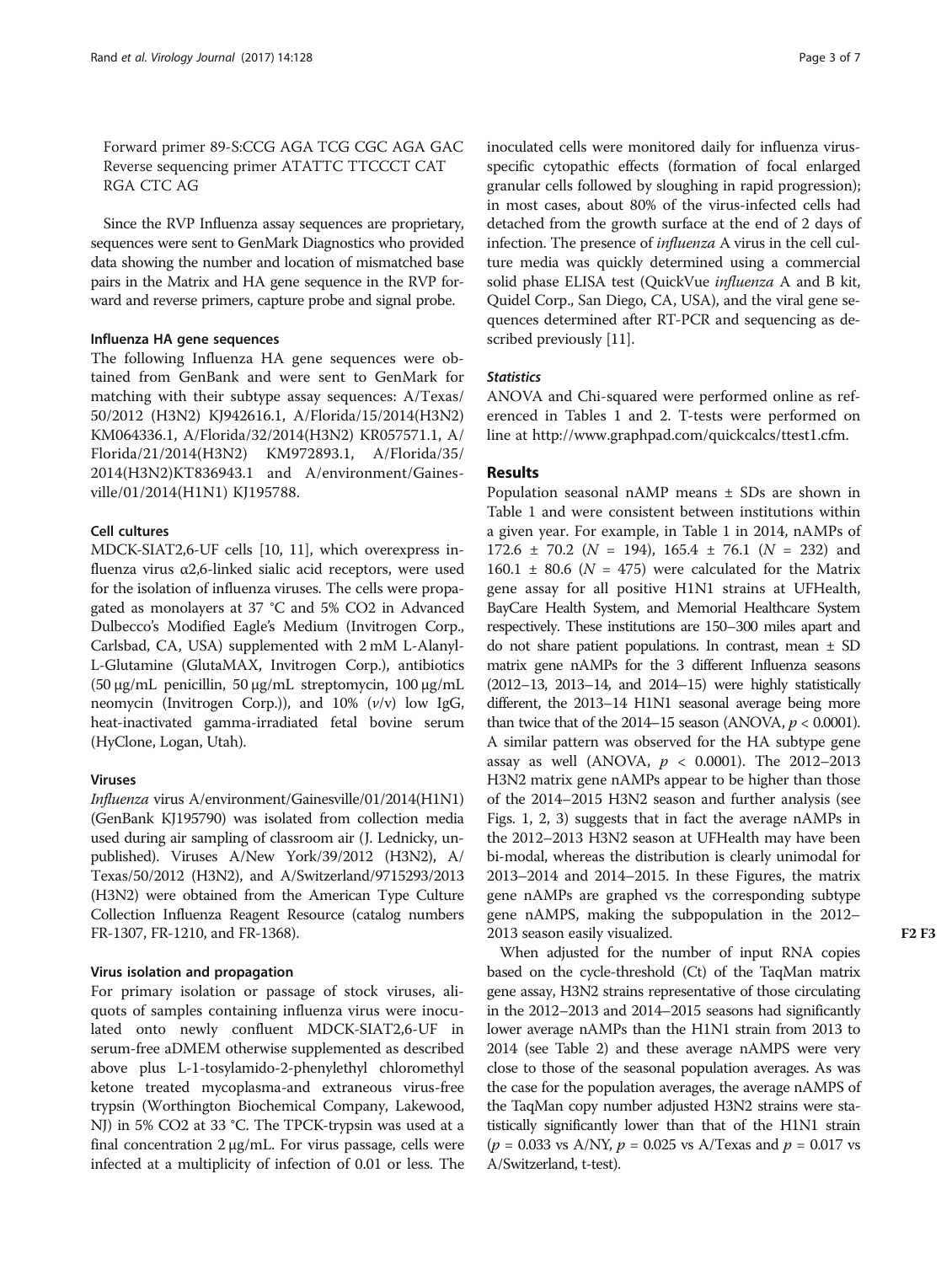Forward primer 89-S:CCG AGA TCG CGC AGA GAC
Reverse sequencing primer ATATTC TTCCCT CAT RGA CTC AG

Since the RVP Influenza assay sequences are proprietary, sequences were sent to GenMark Diagnostics who provided data showing the number and location of mismatched base pairs in the Matrix and HA gene sequence in the RVP forward and reverse primers, capture probe and signal probe.

### Influenza HA gene sequences

The following Influenza HA gene sequences were obtained from GenBank and were sent to GenMark for matching with their subtype assay sequences: A/Texas/50/2012 (H3N2) KJ942616.1, A/Florida/15/2014(H3N2) KM064336.1, A/Florida/32/2014(H3N2) KR057571.1, A/Florida/21/2014(H3N2) KM972893.1, A/Florida/35/2014(H3N2)KT836943.1 and A/environment/Gainesville/01/2014(H1N1) KJ195788.

### Cell cultures

MDCK-SIAT2,6-UF cells [10, 11], which overexpress influenza virus α2,6-linked sialic acid receptors, were used for the isolation of influenza viruses. The cells were propagated as monolayers at 37 °C and 5% $CO_2$ in Advanced Dulbecco's Modified Eagle's Medium (Invitrogen Corp., Carlsbad, CA, USA) supplemented with 2 mM L-Alanyl-L-Glutamine (GlutaMAX, Invitrogen Corp.), antibiotics (50 μg/mL penicillin, 50 μg/mL streptomycin, 100 μg/mL neomycin (Invitrogen Corp.)), and 10% (*v*/v) low IgG, heat-inactivated gamma-irradiated fetal bovine serum (HyClone, Logan, Utah).

### Viruses

*Influenza* virus A/environment/Gainesville/01/2014(H1N1) (GenBank KJ195790) was isolated from collection media used during air sampling of classroom air (J. Lednicky, unpublished). Viruses A/New York/39/2012 (H3N2), A/Texas/50/2012 (H3N2), and A/Switzerland/9715293/2013 (H3N2) were obtained from the American Type Culture Collection Influenza Reagent Resource (catalog numbers FR-1307, FR-1210, and FR-1368).

### Virus isolation and propagation

For primary isolation or passage of stock viruses, aliquots of samples containing influenza virus were inoculated onto newly confluent MDCK-SIAT2,6-UF in serum-free aDMEM otherwise supplemented as described above plus L-1-tosylamido-2-phenylethyl chloromethyl ketone treated mycoplasma-and extraneous virus-free trypsin (Worthington Biochemical Company, Lakewood, NJ) in 5% $CO_2$ at 33 °C. The TPCK-trypsin was used at a final concentration 2 μg/mL. For virus passage, cells were infected at a multiplicity of infection of 0.01 or less. The inoculated cells were monitored daily for influenza virus-specific cytopathic effects (formation of focal enlarged granular cells followed by sloughing in rapid progression); in most cases, about 80% of the virus-infected cells had detached from the growth surface at the end of 2 days of infection. The presence of *influenza* A virus in the cell culture media was quickly determined using a commercial solid phase ELISA test (QuickVue *influenza* A and B kit, Quidel Corp., San Diego, CA, USA), and the viral gene sequences determined after RT-PCR and sequencing as described previously [11].

### *Statistics*

ANOVA and Chi-squared were performed online as referenced in Tables 1 and 2. T-tests were performed on line at http://www.graphpad.com/quickcalcs/ttest1.cfm.

## Results

Population seasonal nAMP means ± SDs are shown in Table 1 and were consistent between institutions within a given year. For example, in Table 1 in 2014, nAMPs of 172.6 ± 70.2 ($N$ = 194), 165.4 ± 76.1 ($N$ = 232) and 160.1 ± 80.6 ($N$ = 475) were calculated for the Matrix gene assay for all positive H1N1 strains at UFHealth, BayCare Health System, and Memorial Healthcare System respectively. These institutions are 150–300 miles apart and do not share patient populations. In contrast, mean ± SD matrix gene nAMPs for the 3 different Influenza seasons (2012–13, 2013–14, and 2014–15) were highly statistically different, the 2013–14 H1N1 seasonal average being more than twice that of the 2014–15 season (ANOVA, $p < 0.0001$). A similar pattern was observed for the HA subtype gene assay as well (ANOVA, $p < 0.0001$). The 2012–2013 H3N2 matrix gene nAMPs appear to be higher than those of the 2014–2015 H3N2 season and further analysis (see Figs. 1, 2, 3) suggests that in fact the average nAMPs in the 2012–2013 H3N2 season at UFHealth may have been bi-modal, whereas the distribution is clearly unimodal for 2013–2014 and 2014–2015. In these Figures, the matrix gene nAMPs are graphed vs the corresponding subtype gene nAMPS, making the subpopulation in the 2012–2013 season easily visualized.

When adjusted for the number of input RNA copies based on the cycle-threshold (Ct) of the TaqMan matrix gene assay, H3N2 strains representative of those circulating in the 2012–2013 and 2014–2015 seasons had significantly lower average nAMPs than the H1N1 strain from 2013 to 2014 (see Table 2) and these average nAMPS were very close to those of the seasonal population averages. As was the case for the population averages, the average nAMPS of the TaqMan copy number adjusted H3N2 strains were statistically significantly lower than that of the H1N1 strain ($p$ = 0.033 vs A/NY, $p$ = 0.025 vs A/Texas and $p$ = 0.017 vs A/Switzerland, t-test).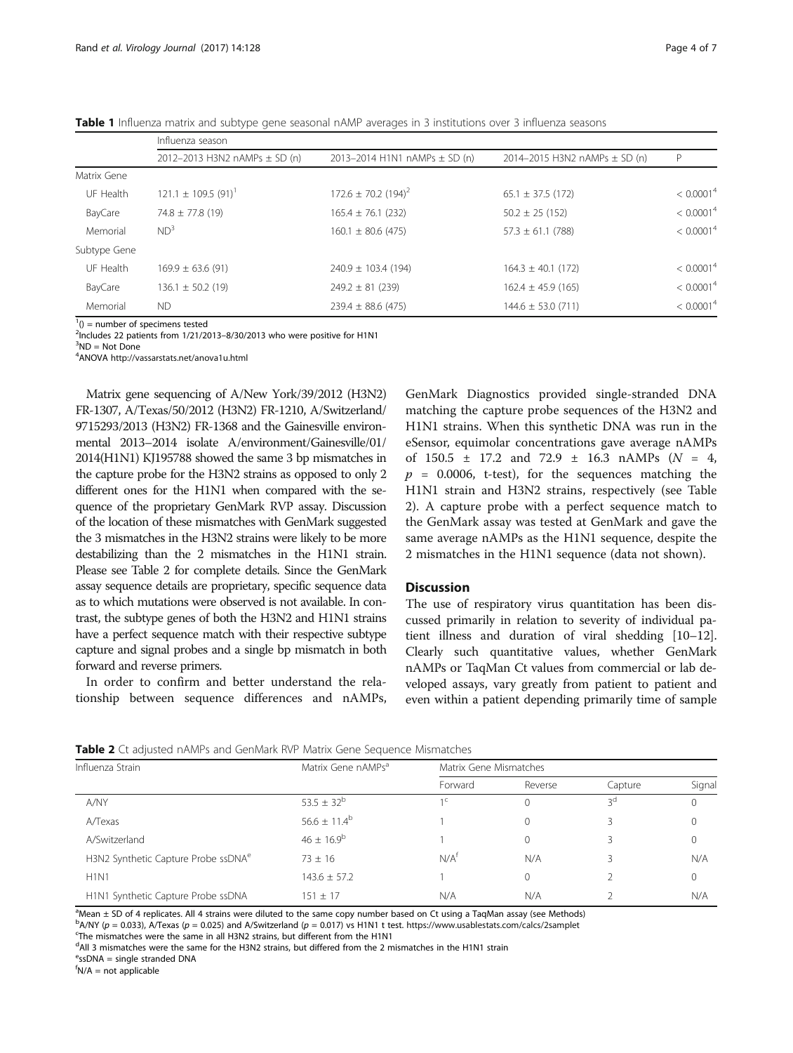**Table 1** Influenza matrix and subtype gene seasonal nAMP averages in 3 institutions over 3 influenza seasons

| | Influenza season | | | |
|---|---|---|---|---|
| | 2012–2013 H3N2 nAMPs ± SD (n) | 2013–2014 H1N1 nAMPs ± SD (n) | 2014–2015 H3N2 nAMPs ± SD (n) | P |
| Matrix Gene | | | | |
| UF Health | 121.1 ± 109.5 (91)[1] | 172.6 ± 70.2 (194)[2] | 65.1 ± 37.5 (172) | < 0.0001[4] |
| BayCare | 74.8 ± 77.8 (19) | 165.4 ± 76.1 (232) | 50.2 ± 25 (152) | < 0.0001[4] |
| Memorial | ND[3] | 160.1 ± 80.6 (475) | 57.3 ± 61.1 (788) | < 0.0001[4] |
| Subtype Gene | | | | |
| UF Health | 169.9 ± 63.6 (91) | 240.9 ± 103.4 (194) | 164.3 ± 40.1 (172) | < 0.0001[4] |
| BayCare | 136.1 ± 50.2 (19) | 249.2 ± 81 (239) | 162.4 ± 45.9 (165) | < 0.0001[4] |
| Memorial | ND | 239.4 ± 88.6 (475) | 144.6 ± 53.0 (711) | < 0.0001[4] |

[1]() = number of specimens tested
[2]Includes 22 patients from 1/21/2013–8/30/2013 who were positive for H1N1
[3]ND = Not Done
[4]ANOVA http://vassarstats.net/anova1u.html

Matrix gene sequencing of A/New York/39/2012 (H3N2) FR-1307, A/Texas/50/2012 (H3N2) FR-1210, A/Switzerland/9715293/2013 (H3N2) FR-1368 and the Gainesville environmental 2013–2014 isolate A/environment/Gainesville/01/2014(H1N1) KJ195788 showed the same 3 bp mismatches in the capture probe for the H3N2 strains as opposed to only 2 different ones for the H1N1 when compared with the sequence of the proprietary GenMark RVP assay. Discussion of the location of these mismatches with GenMark suggested the 3 mismatches in the H3N2 strains were likely to be more destabilizing than the 2 mismatches in the H1N1 strain. Please see Table 2 for complete details. Since the GenMark assay sequence details are proprietary, specific sequence data as to which mutations were observed is not available. In contrast, the subtype genes of both the H3N2 and H1N1 strains have a perfect sequence match with their respective subtype capture and signal probes and a single bp mismatch in both forward and reverse primers.

In order to confirm and better understand the relationship between sequence differences and nAMPs, GenMark Diagnostics provided single-stranded DNA matching the capture probe sequences of the H3N2 and H1N1 strains. When this synthetic DNA was run in the eSensor, equimolar concentrations gave average nAMPs of 150.5 ± 17.2 and 72.9 ± 16.3 nAMPs ($N$ = 4, $p$ = 0.0006, t-test), for the sequences matching the H1N1 strain and H3N2 strains, respectively (see Table 2). A capture probe with a perfect sequence match to the GenMark assay was tested at GenMark and gave the same average nAMPs as the H1N1 sequence, despite the 2 mismatches in the H1N1 sequence (data not shown).

## Discussion

The use of respiratory virus quantitation has been discussed primarily in relation to severity of individual patient illness and duration of viral shedding [10–12]. Clearly such quantitative values, whether GenMark nAMPs or TaqMan Ct values from commercial or lab developed assays, vary greatly from patient to patient and even within a patient depending primarily time of sample

**Table 2** Ct adjusted nAMPs and GenMark RVP Matrix Gene Sequence Mismatches

| Influenza Strain | Matrix Gene nAMPs[a] | Matrix Gene Mismatches | | | |
|---|---|---|---|---|---|
| | | Forward | Reverse | Capture | Signal |
| A/NY | 53.5 ± 32[b] | 1[c] | 0 | 3[d] | 0 |
| A/Texas | 56.6 ± 11.4[b] | 1 | 0 | 3 | 0 |
| A/Switzerland | 46 ± 16.9[b] | 1 | 0 | 3 | 0 |
| H3N2 Synthetic Capture Probe ssDNA[e] | 73 ± 16 | N/A[f] | N/A | 3 | N/A |
| H1N1 | 143.6 ± 57.2 | 1 | 0 | 2 | 0 |
| H1N1 Synthetic Capture Probe ssDNA | 151 ± 17 | N/A | N/A | 2 | N/A |

[a]Mean ± SD of 4 replicates. All 4 strains were diluted to the same copy number based on Ct using a TaqMan assay (see Methods)
[b]A/NY ($p$ = 0.033), A/Texas ($p$ = 0.025) and A/Switzerland ($p$ = 0.017) vs H1N1 t test. https://www.usablestats.com/calcs/2samplet
[c]The mismatches were the same in all H3N2 strains, but different from the H1N1
[d]All 3 mismatches were the same for the H3N2 strains, but differed from the 2 mismatches in the H1N1 strain
[e]ssDNA = single stranded DNA
[f]N/A = not applicable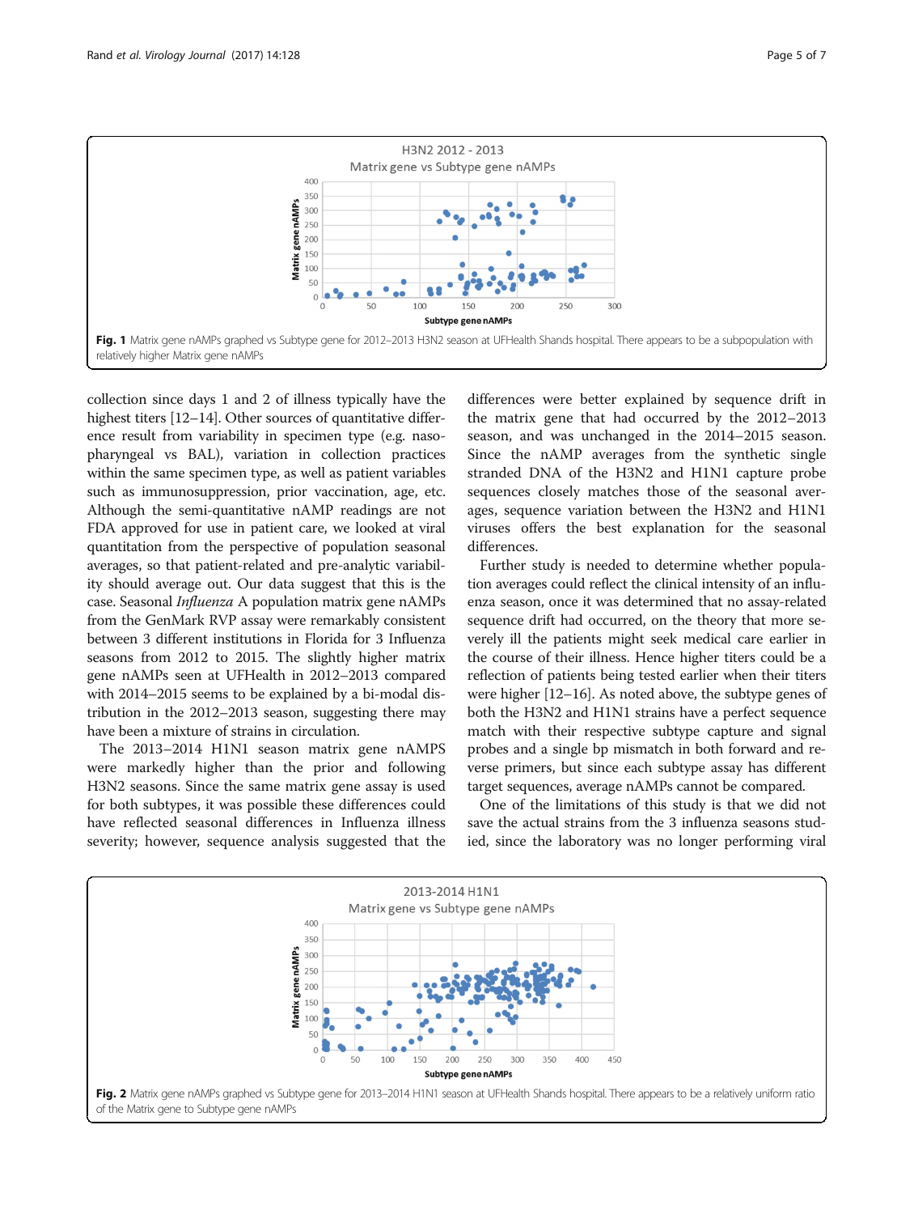**Fig. 1** Matrix gene nAMPs graphed vs Subtype gene for 2012–2013 H3N2 season at UFHealth Shands hospital. There appears to be a subpopulation with relatively higher Matrix gene nAMPs

collection since days 1 and 2 of illness typically have the highest titers [12–14]. Other sources of quantitative difference result from variability in specimen type (e.g. nasopharyngeal vs BAL), variation in collection practices within the same specimen type, as well as patient variables such as immunosuppression, prior vaccination, age, etc. Although the semi-quantitative nAMP readings are not FDA approved for use in patient care, we looked at viral quantitation from the perspective of population seasonal averages, so that patient-related and pre-analytic variability should average out. Our data suggest that this is the case. Seasonal *Influenza* A population matrix gene nAMPs from the GenMark RVP assay were remarkably consistent between 3 different institutions in Florida for 3 Influenza seasons from 2012 to 2015. The slightly higher matrix gene nAMPs seen at UFHealth in 2012–2013 compared with 2014–2015 seems to be explained by a bi-modal distribution in the 2012–2013 season, suggesting there may have been a mixture of strains in circulation.

The 2013–2014 H1N1 season matrix gene nAMPS were markedly higher than the prior and following H3N2 seasons. Since the same matrix gene assay is used for both subtypes, it was possible these differences could have reflected seasonal differences in Influenza illness severity; however, sequence analysis suggested that the differences were better explained by sequence drift in the matrix gene that had occurred by the 2012–2013 season, and was unchanged in the 2014–2015 season. Since the nAMP averages from the synthetic single stranded DNA of the H3N2 and H1N1 capture probe sequences closely matches those of the seasonal averages, sequence variation between the H3N2 and H1N1 viruses offers the best explanation for the seasonal differences.

Further study is needed to determine whether population averages could reflect the clinical intensity of an influenza season, once it was determined that no assay-related sequence drift had occurred, on the theory that more severely ill the patients might seek medical care earlier in the course of their illness. Hence higher titers could be a reflection of patients being tested earlier when their titers were higher [12–16]. As noted above, the subtype genes of both the H3N2 and H1N1 strains have a perfect sequence match with their respective subtype capture and signal probes and a single bp mismatch in both forward and reverse primers, but since each subtype assay has different target sequences, average nAMPs cannot be compared.

One of the limitations of this study is that we did not save the actual strains from the 3 influenza seasons studied, since the laboratory was no longer performing viral

**Fig. 2** Matrix gene nAMPs graphed vs Subtype gene for 2013–2014 H1N1 season at UFHealth Shands hospital. There appears to be a relatively uniform ratio of the Matrix gene to Subtype gene nAMPs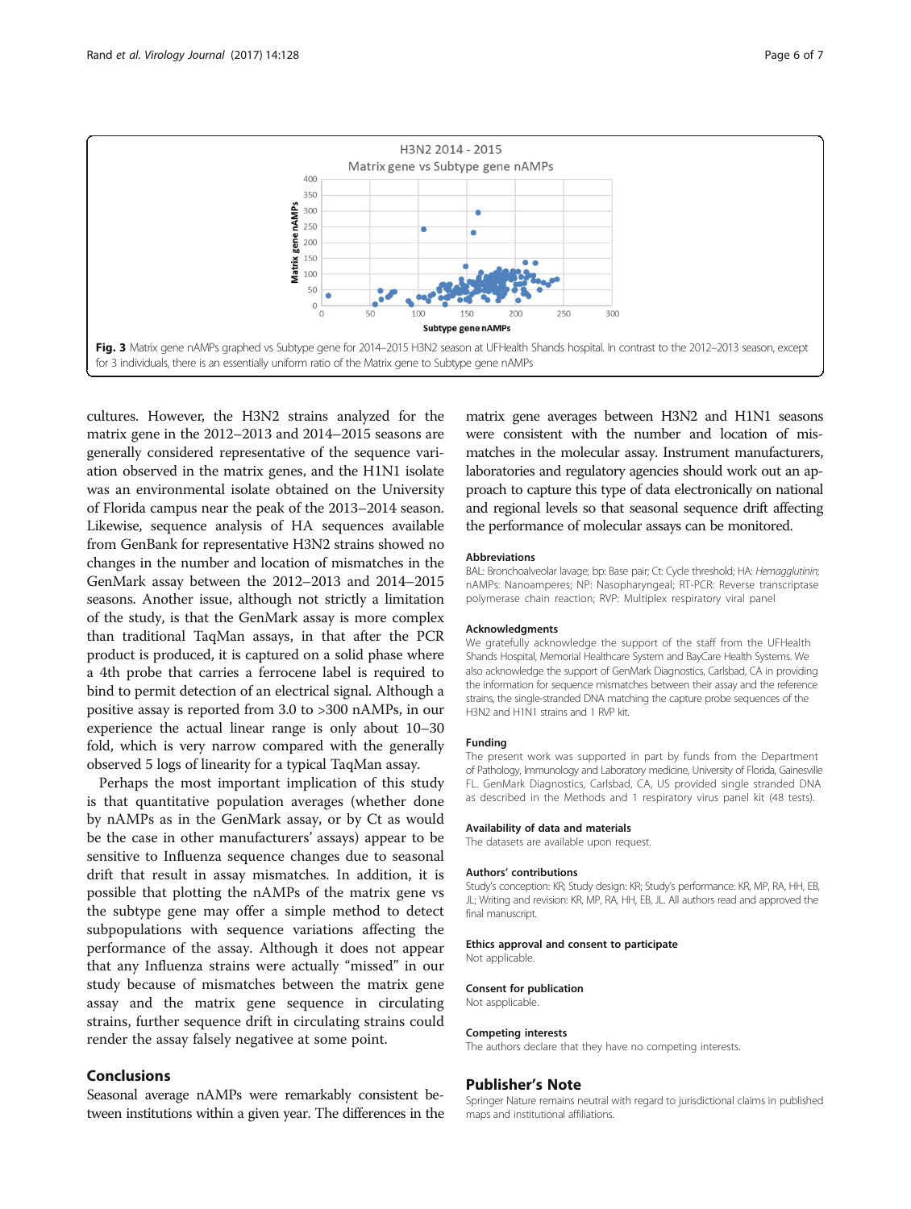H3N2 2014 - 2015

Matrix gene vs Subtype gene nAMPs

Matrix gene nAMPs

400
350
300
250
200
150
100
50
0

0 50 100 150 200 250 300

Subtype gene nAMPs

**Fig. 3** Matrix gene nAMPs graphed vs Subtype gene for 2014–2015 H3N2 season at UFHealth Shands hospital. In contrast to the 2012–2013 season, except for 3 individuals, there is an essentially uniform ratio of the Matrix gene to Subtype gene nAMPs

cultures. However, the H3N2 strains analyzed for the matrix gene in the 2012–2013 and 2014–2015 seasons are generally considered representative of the sequence variation observed in the matrix genes, and the H1N1 isolate was an environmental isolate obtained on the University of Florida campus near the peak of the 2013–2014 season. Likewise, sequence analysis of HA sequences available from GenBank for representative H3N2 strains showed no changes in the number and location of mismatches in the GenMark assay between the 2012–2013 and 2014–2015 seasons. Another issue, although not strictly a limitation of the study, is that the GenMark assay is more complex than traditional TaqMan assays, in that after the PCR product is produced, it is captured on a solid phase where a 4th probe that carries a ferrocene label is required to bind to permit detection of an electrical signal. Although a positive assay is reported from 3.0 to >300 nAMPs, in our experience the actual linear range is only about 10–30 fold, which is very narrow compared with the generally observed 5 logs of linearity for a typical TaqMan assay.

Perhaps the most important implication of this study is that quantitative population averages (whether done by nAMPs as in the GenMark assay, or by Ct as would be the case in other manufacturers' assays) appear to be sensitive to Influenza sequence changes due to seasonal drift that result in assay mismatches. In addition, it is possible that plotting the nAMPs of the matrix gene vs the subtype gene may offer a simple method to detect subpopulations with sequence variations affecting the performance of the assay. Although it does not appear that any Influenza strains were actually "missed" in our study because of mismatches between the matrix gene assay and the matrix gene sequence in circulating strains, further sequence drift in circulating strains could render the assay falsely negativee at some point.

## Conclusions

Seasonal average nAMPs were remarkably consistent between institutions within a given year. The differences in the matrix gene averages between H3N2 and H1N1 seasons were consistent with the number and location of mismatches in the molecular assay. Instrument manufacturers, laboratories and regulatory agencies should work out an approach to capture this type of data electronically on national and regional levels so that seasonal sequence drift affecting the performance of molecular assays can be monitored.

### Abbreviations

BAL: Bronchoalveolar lavage; bp: Base pair; Ct: Cycle threshold; HA: *Hemagglutinin*; nAMPs: Nanoamperes; NP: Nasopharyngeal; RT-PCR: Reverse transcriptase polymerase chain reaction; RVP: Multiplex respiratory viral panel

### Acknowledgments

We gratefully acknowledge the support of the staff from the UFHealth Shands Hospital, Memorial Healthcare System and BayCare Health Systems. We also acknowledge the support of GenMark Diagnostics, Carlsbad, CA in providing the information for sequence mismatches between their assay and the reference strains, the single-stranded DNA matching the capture probe sequences of the H3N2 and H1N1 strains and 1 RVP kit.

### Funding

The present work was supported in part by funds from the Department of Pathology, Immunology and Laboratory medicine, University of Florida, Gainesville FL. GenMark Diagnostics, Carlsbad, CA, US provided single stranded DNA as described in the Methods and 1 respiratory virus panel kit (48 tests).

### Availability of data and materials

The datasets are available upon request.

### Authors' contributions

Study's conception: KR; Study design: KR; Study's performance: KR, MP, RA, HH, EB, JL; Writing and revision: KR, MP, RA, HH, EB, JL. All authors read and approved the final manuscript.

### Ethics approval and consent to participate

Not applicable.

### Consent for publication

Not aspplicable.

### Competing interests

The authors declare that they have no competing interests.

## Publisher's Note

Springer Nature remains neutral with regard to jurisdictional claims in published maps and institutional affiliations.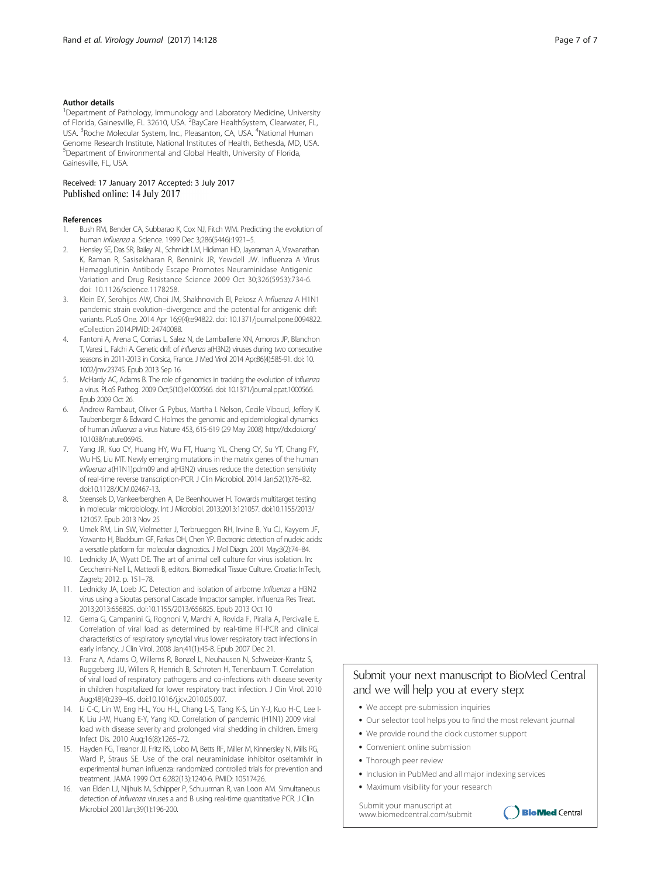#### Author details

[1]Department of Pathology, Immunology and Laboratory Medicine, University of Florida, Gainesville, FL 32610, USA. [2]BayCare HealthSystem, Clearwater, FL, USA. [3]Roche Molecular System, Inc., Pleasanton, CA, USA. [4]National Human Genome Research Institute, National Institutes of Health, Bethesda, MD, USA. [5]Department of Environmental and Global Health, University of Florida, Gainesville, FL, USA.

Received: 17 January 2017 Accepted: 3 July 2017
Published online: 14 July 2017

#### References

1. Bush RM, Bender CA, Subbarao K, Cox NJ, Fitch WM. Predicting the evolution of human *influenza* a. Science. 1999 Dec 3;286(5446):1921–5.
2. Hensley SE, Das SR, Bailey AL, Schmidt LM, Hickman HD, Jayaraman A, Viswanathan K, Raman R, Sasisekharan R, Bennink JR, Yewdell JW. Influenza A Virus Hemagglutinin Antibody Escape Promotes Neuraminidase Antigenic Variation and Drug Resistance Science 2009 Oct 30;326(5953):734-6. doi: 10.1126/science.1178258.
3. Klein EY, Serohijos AW, Choi JM, Shakhnovich EI, Pekosz A *Influenza* A H1N1 pandemic strain evolution–divergence and the potential for antigenic drift variants. PLoS One. 2014 Apr 16;9(4):e94822. doi: 10.1371/journal.pone.0094822. eCollection 2014.PMID: 24740088.
4. Fantoni A, Arena C, Corrias L, Salez N, de Lamballerie XN, Amoros JP, Blanchon T, Varesi L, Falchi A. Genetic drift of *influenza* a(H3N2) viruses during two consecutive seasons in 2011-2013 in Corsica, France. J Med Virol 2014 Apr;86(4):585-91. doi: 10. 1002/jmv.23745. Epub 2013 Sep 16.
5. McHardy AC, Adams B. The role of genomics in tracking the evolution of *influenza* a virus. PLoS Pathog. 2009 Oct;5(10):e1000566. doi: 10.1371/journal.ppat.1000566. Epub 2009 Oct 26.
6. Andrew Rambaut, Oliver G. Pybus, Martha I. Nelson, Cecile Viboud, Jeffery K. Taubenberger & Edward C. Holmes the genomic and epidemiological dynamics of human *influenza* a virus Nature 453, 615-619 (29 May 2008) http://dx.doi.org/ 10.1038/nature06945.
7. Yang JR, Kuo CY, Huang HY, Wu FT, Huang YL, Cheng CY, Su YT, Chang FY, Wu HS, Liu MT. Newly emerging mutations in the matrix genes of the human *influenza* a(H1N1)pdm09 and a(H3N2) viruses reduce the detection sensitivity of real-time reverse transcription-PCR. J Clin Microbiol. 2014 Jan;52(1):76–82. doi:10.1128/JCM.02467-13.
8. Steensels D, Vankeerberghen A, De Beenhouwer H. Towards multitarget testing in molecular microbiology. Int J Microbiol. 2013;2013:121057. doi:10.1155/2013/ 121057. Epub 2013 Nov 25
9. Umek RM, Lin SW, Vielmetter J, Terbrueggen RH, Irvine B, Yu CJ, Kayyem JF, Yowanto H, Blackburn GF, Farkas DH, Chen YP. Electronic detection of nucleic acids: a versatile platform for molecular diagnostics. J Mol Diagn. 2001 May;3(2):74–84.
10. Lednicky JA, Wyatt DE. The art of animal cell culture for virus isolation. In: Ceccherini-Nell L, Matteoli B, editors. Biomedical Tissue Culture. Croatia: InTech, Zagreb; 2012. p. 151–78.
11. Lednicky JA, Loeb JC. Detection and isolation of airborne *Influenza* a H3N2 virus using a Sioutas personal Cascade Impactor sampler. Influenza Res Treat. 2013;2013:656825. doi:10.1155/2013/656825. Epub 2013 Oct 10
12. Gerna G, Campanini G, Rognoni V, Marchi A, Rovida F, Piralla A, Percivalle E. Correlation of viral load as determined by real-time RT-PCR and clinical characteristics of respiratory syncytial virus lower respiratory tract infections in early infancy. J Clin Virol. 2008 Jan;41(1):45-8. Epub 2007 Dec 21.
13. Franz A, Adams O, Willems R, Bonzel L, Neuhausen N, Schweizer-Krantz S, Ruggeberg JU, Willers R, Henrich B, Schroten H, Tenenbaum T. Correlation of viral load of respiratory pathogens and co-infections with disease severity in children hospitalized for lower respiratory tract infection. J Clin Virol. 2010 Aug;48(4):239–45. doi:10.1016/j.jcv.2010.05.007.
14. Li C-C, Lin W, Eng H-L, You H-L, Chang L-S, Tang K-S, Lin Y-J, Kuo H-C, Lee I-K, Liu J-W, Huang E-Y, Yang KD. Correlation of pandemic (H1N1) 2009 viral load with disease severity and prolonged viral shedding in children. Emerg Infect Dis. 2010 Aug;16(8):1265–72.
15. Hayden FG, Treanor JJ, Fritz RS, Lobo M, Betts RF, Miller M, Kinnersley N, Mills RG, Ward P, Straus SE. Use of the oral neuraminidase inhibitor oseltamivir in experimental human influenza: randomized controlled trials for prevention and treatment. JAMA 1999 Oct 6;282(13):1240-6. PMID: 10517426.
16. van Elden LJ, Nijhuis M, Schipper P, Schuurman R, van Loon AM. Simultaneous detection of *influenza* viruses a and B using real-time quantitative PCR. J Clin Microbiol 2001Jan;39(1):196-200.

Submit your next manuscript to BioMed Central and we will help you at every step:

- We accept pre-submission inquiries
- Our selector tool helps you to find the most relevant journal
- We provide round the clock customer support
- Convenient online submission
- Thorough peer review
- Inclusion in PubMed and all major indexing services
- Maximum visibility for your research

Submit your manuscript at www.biomedcentral.com/submit